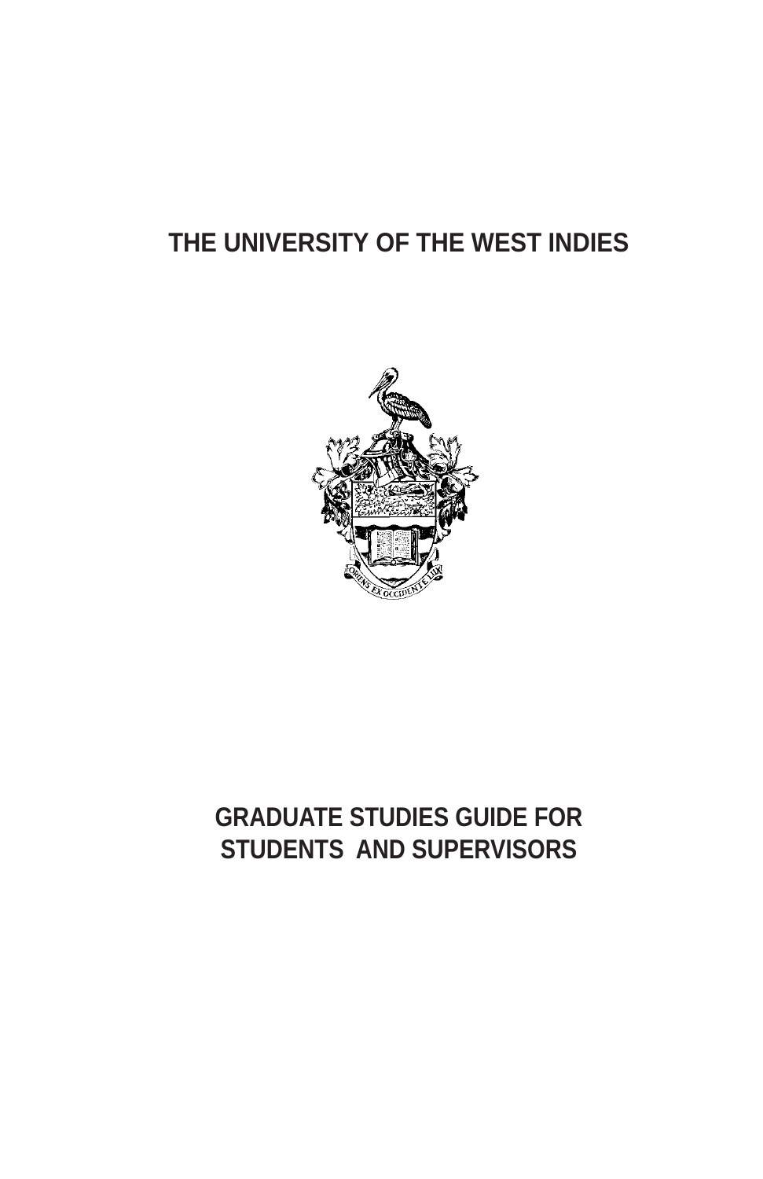# THE UNIVERSITY OF THE WEST INDIES

# GRADUATE STUDIES GUIDE FOR STUDENTS AND SUPERVISORS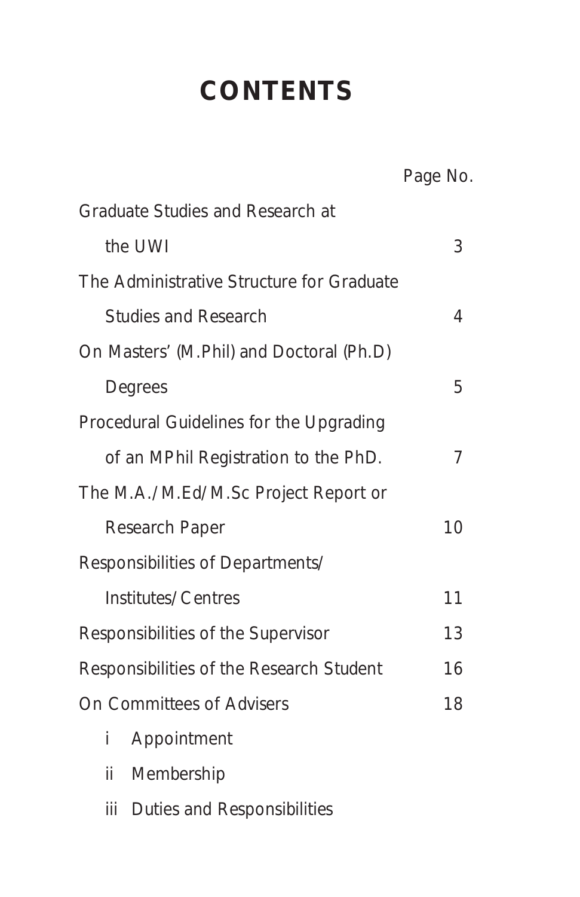# CONTENTS

| | Page No. |
|---|---|
| Graduate Studies and Research at the UWI | 3 |
| The Administrative Structure for Graduate Studies and Research | 4 |
| On Masters' (M.Phil) and Doctoral (Ph.D) Degrees | 5 |
| Procedural Guidelines for the Upgrading of an MPhil Registration to the PhD. | 7 |
| The M.A./M.Ed/M.Sc Project Report or Research Paper | 10 |
| Responsibilities of Departments/ Institutes/Centres | 11 |
| Responsibilities of the Supervisor | 13 |
| Responsibilities of the Research Student | 16 |
| On Committees of Advisers | 18 |
| i Appointment | |
| ii Membership | |
| iii Duties and Responsibilities | |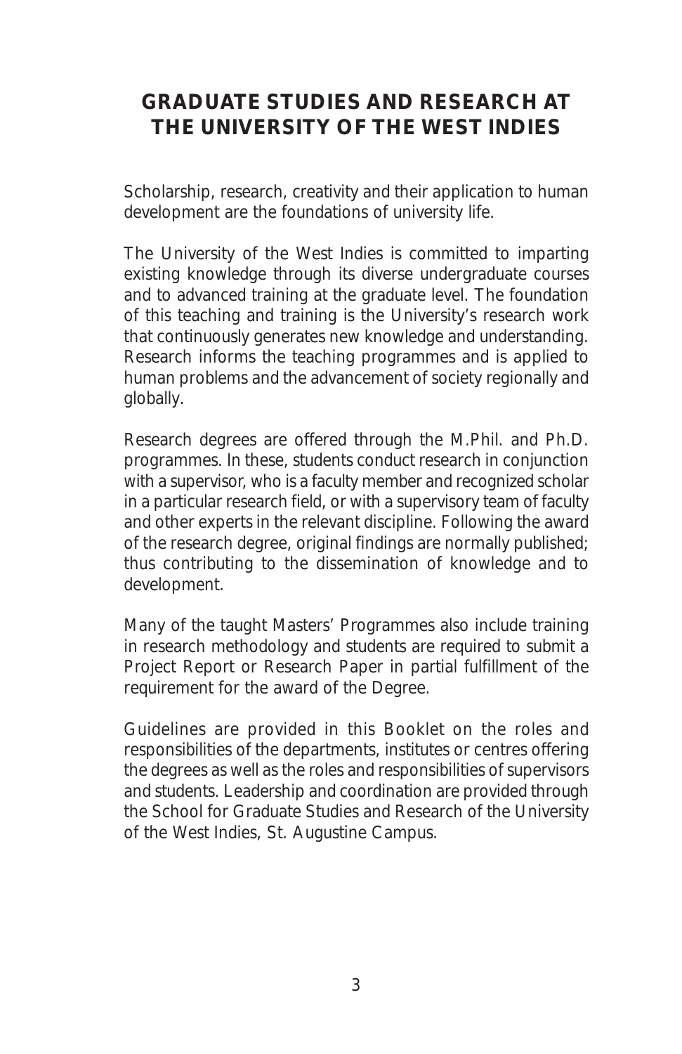# GRADUATE STUDIES AND RESEARCH AT THE UNIVERSITY OF THE WEST INDIES

Scholarship, research, creativity and their application to human development are the foundations of university life.

The University of the West Indies is committed to imparting existing knowledge through its diverse undergraduate courses and to advanced training at the graduate level. The foundation of this teaching and training is the University's research work that continuously generates new knowledge and understanding. Research informs the teaching programmes and is applied to human problems and the advancement of society regionally and globally.

Research degrees are offered through the M.Phil. and Ph.D. programmes. In these, students conduct research in conjunction with a supervisor, who is a faculty member and recognized scholar in a particular research field, or with a supervisory team of faculty and other experts in the relevant discipline. Following the award of the research degree, original findings are normally published; thus contributing to the dissemination of knowledge and to development.

Many of the taught Masters' Programmes also include training in research methodology and students are required to submit a Project Report or Research Paper in partial fulfillment of the requirement for the award of the Degree.

Guidelines are provided in this Booklet on the roles and responsibilities of the departments, institutes or centres offering the degrees as well as the roles and responsibilities of supervisors and students. Leadership and coordination are provided through the School for Graduate Studies and Research of the University of the West Indies, St. Augustine Campus.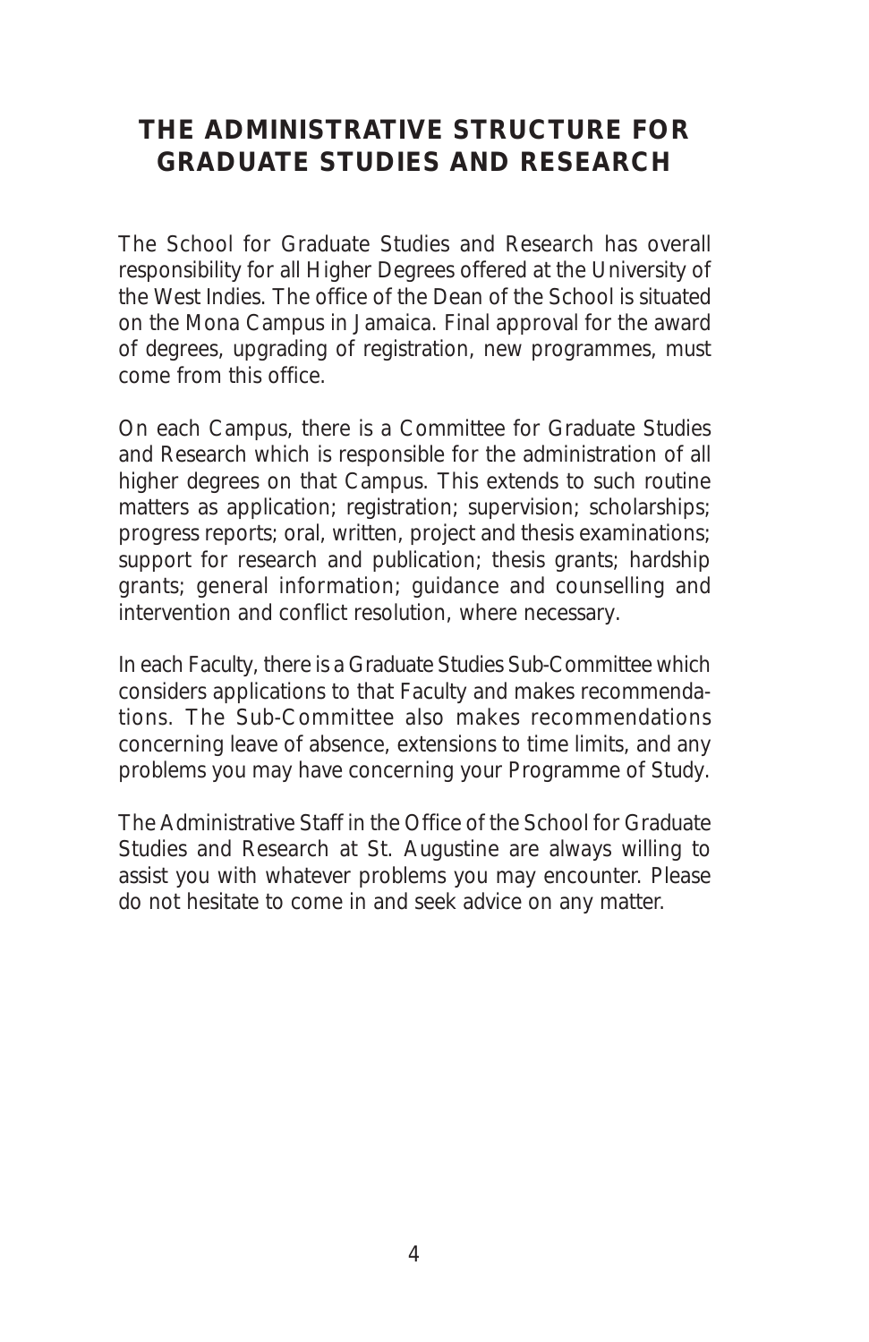# THE ADMINISTRATIVE STRUCTURE FOR GRADUATE STUDIES AND RESEARCH

The School for Graduate Studies and Research has overall responsibility for all Higher Degrees offered at the University of the West Indies. The office of the Dean of the School is situated on the Mona Campus in Jamaica. Final approval for the award of degrees, upgrading of registration, new programmes, must come from this office.

On each Campus, there is a Committee for Graduate Studies and Research which is responsible for the administration of all higher degrees on that Campus. This extends to such routine matters as application; registration; supervision; scholarships; progress reports; oral, written, project and thesis examinations; support for research and publication; thesis grants; hardship grants; general information; guidance and counselling and intervention and conflict resolution, where necessary.

In each Faculty, there is a Graduate Studies Sub-Committee which considers applications to that Faculty and makes recommendations. The Sub-Committee also makes recommendations concerning leave of absence, extensions to time limits, and any problems you may have concerning your Programme of Study.

The Administrative Staff in the Office of the School for Graduate Studies and Research at St. Augustine are always willing to assist you with whatever problems you may encounter. Please do not hesitate to come in and seek advice on any matter.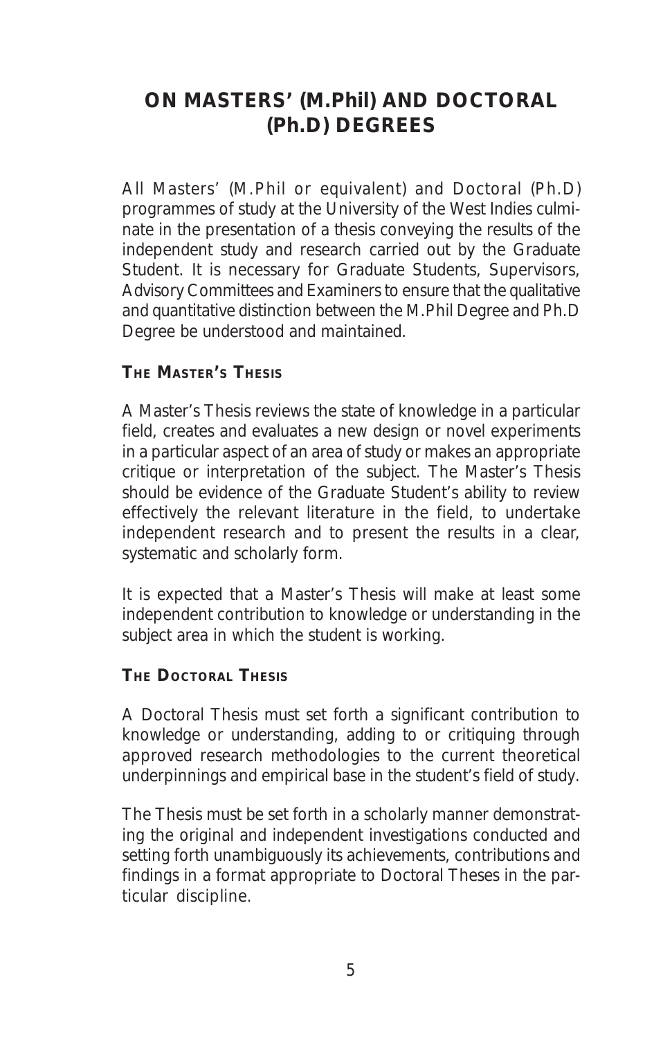# ON MASTERS' (M.Phil) AND DOCTORAL (Ph.D) DEGREES

All Masters' (M.Phil or equivalent) and Doctoral (Ph.D) programmes of study at the University of the West Indies culminate in the presentation of a thesis conveying the results of the independent study and research carried out by the Graduate Student. It is necessary for Graduate Students, Supervisors, Advisory Committees and Examiners to ensure that the qualitative and quantitative distinction between the M.Phil Degree and Ph.D Degree be understood and maintained.

## THE MASTER'S THESIS

A Master's Thesis reviews the state of knowledge in a particular field, creates and evaluates a new design or novel experiments in a particular aspect of an area of study or makes an appropriate critique or interpretation of the subject. The Master's Thesis should be evidence of the Graduate Student's ability to review effectively the relevant literature in the field, to undertake independent research and to present the results in a clear, systematic and scholarly form.

It is expected that a Master's Thesis will make at least some independent contribution to knowledge or understanding in the subject area in which the student is working.

## THE DOCTORAL THESIS

A Doctoral Thesis must set forth a significant contribution to knowledge or understanding, adding to or critiquing through approved research methodologies to the current theoretical underpinnings and empirical base in the student's field of study.

The Thesis must be set forth in a scholarly manner demonstrating the original and independent investigations conducted and setting forth unambiguously its achievements, contributions and findings in a format appropriate to Doctoral Theses in the particular discipline.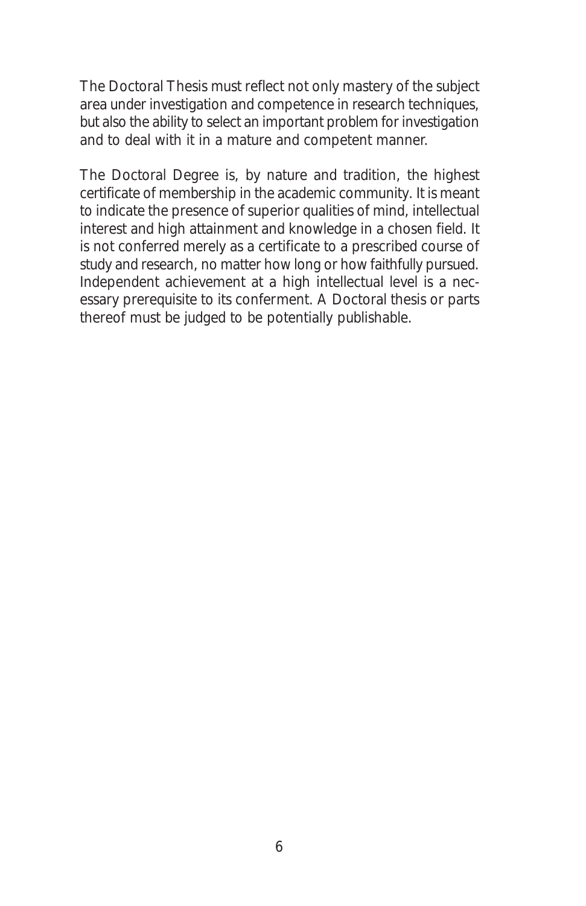The Doctoral Thesis must reflect not only mastery of the subject area under investigation and competence in research techniques, but also the ability to select an important problem for investigation and to deal with it in a mature and competent manner.

The Doctoral Degree is, by nature and tradition, the highest certificate of membership in the academic community. It is meant to indicate the presence of superior qualities of mind, intellectual interest and high attainment and knowledge in a chosen field. It is not conferred merely as a certificate to a prescribed course of study and research, no matter how long or how faithfully pursued. Independent achievement at a high intellectual level is a necessary prerequisite to its conferment. A Doctoral thesis or parts thereof must be judged to be potentially publishable.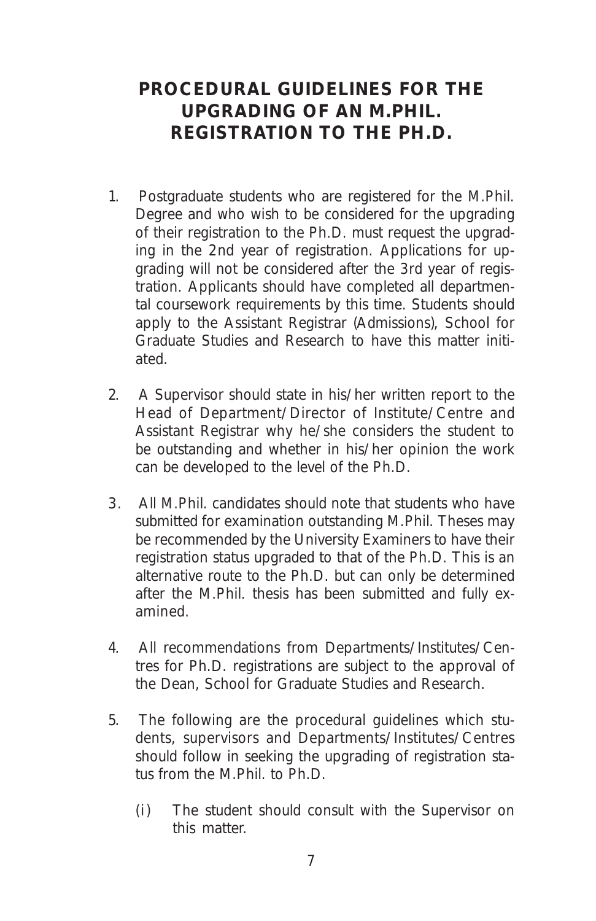# PROCEDURAL GUIDELINES FOR THE UPGRADING OF AN M.PHIL. REGISTRATION TO THE PH.D.

1. Postgraduate students who are registered for the M.Phil. Degree and who wish to be considered for the upgrading of their registration to the Ph.D. must request the upgrading in the 2nd year of registration. Applications for upgrading will not be considered after the 3rd year of registration. Applicants should have completed all departmental coursework requirements by this time. Students should apply to the Assistant Registrar (Admissions), School for Graduate Studies and Research to have this matter initiated.

2. A Supervisor should state in his/her written report to the Head of Department/Director of Institute/Centre and Assistant Registrar why he/she considers the student to be outstanding and whether in his/her opinion the work can be developed to the level of the Ph.D.

3. All M.Phil. candidates should note that students who have submitted for examination outstanding M.Phil. Theses may be recommended by the University Examiners to have their registration status upgraded to that of the Ph.D. This is an alternative route to the Ph.D. but can only be determined after the M.Phil. thesis has been submitted and fully examined.

4. All recommendations from Departments/Institutes/Centres for Ph.D. registrations are subject to the approval of the Dean, School for Graduate Studies and Research.

5. The following are the procedural guidelines which students, supervisors and Departments/Institutes/Centres should follow in seeking the upgrading of registration status from the M.Phil. to Ph.D.

   (i) The student should consult with the Supervisor on this matter.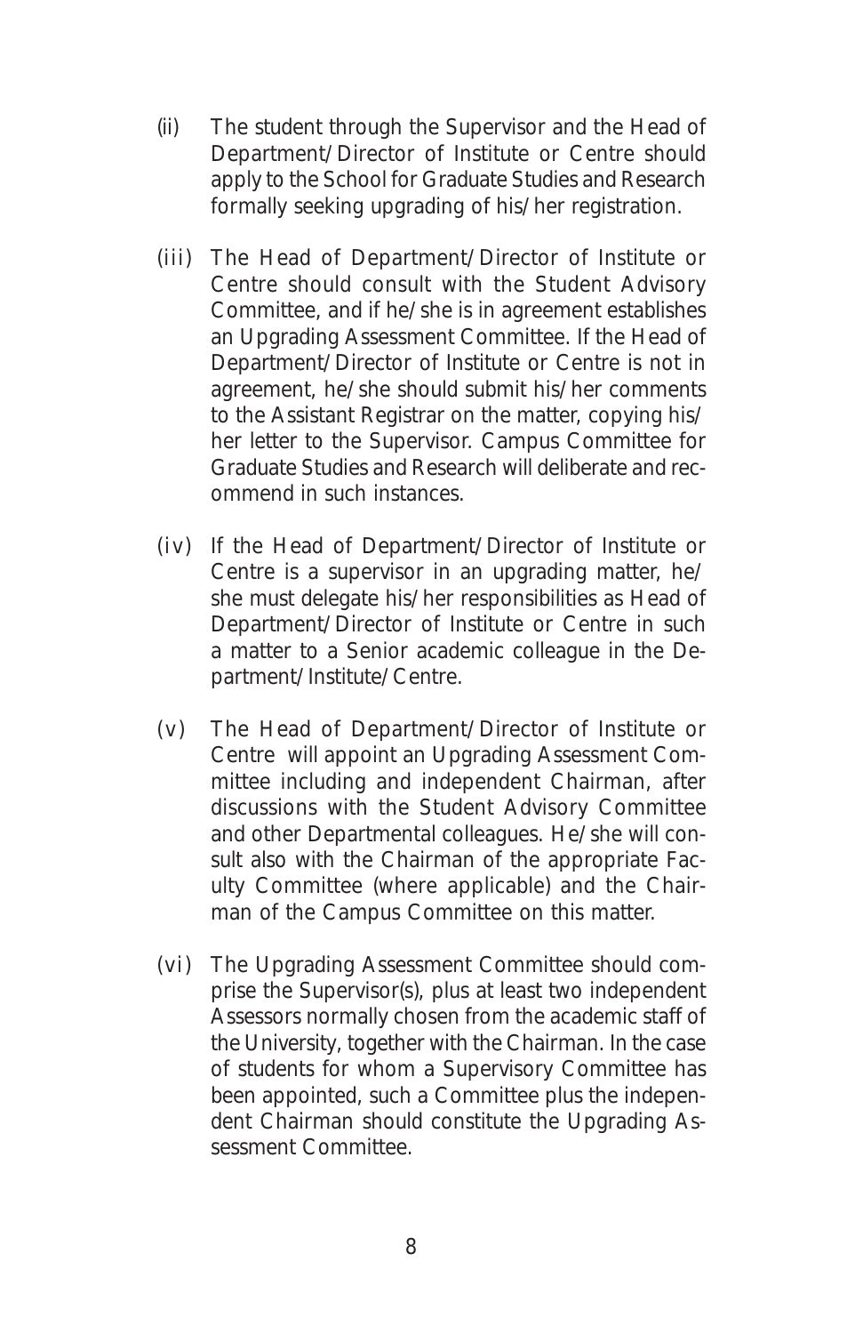(ii) The student through the Supervisor and the Head of Department/Director of Institute or Centre should apply to the School for Graduate Studies and Research formally seeking upgrading of his/her registration.

(iii) The Head of Department/Director of Institute or Centre should consult with the Student Advisory Committee, and if he/she is in agreement establishes an Upgrading Assessment Committee. If the Head of Department/Director of Institute or Centre is not in agreement, he/she should submit his/her comments to the Assistant Registrar on the matter, copying his/her letter to the Supervisor. Campus Committee for Graduate Studies and Research will deliberate and recommend in such instances.

(iv) If the Head of Department/Director of Institute or Centre is a supervisor in an upgrading matter, he/she must delegate his/her responsibilities as Head of Department/Director of Institute or Centre in such a matter to a Senior academic colleague in the Department/Institute/Centre.

(v) The Head of Department/Director of Institute or Centre will appoint an Upgrading Assessment Committee including and independent Chairman, after discussions with the Student Advisory Committee and other Departmental colleagues. He/she will consult also with the Chairman of the appropriate Faculty Committee (where applicable) and the Chairman of the Campus Committee on this matter.

(vi) The Upgrading Assessment Committee should comprise the Supervisor(s), plus at least two independent Assessors normally chosen from the academic staff of the University, together with the Chairman. In the case of students for whom a Supervisory Committee has been appointed, such a Committee plus the independent Chairman should constitute the Upgrading Assessment Committee.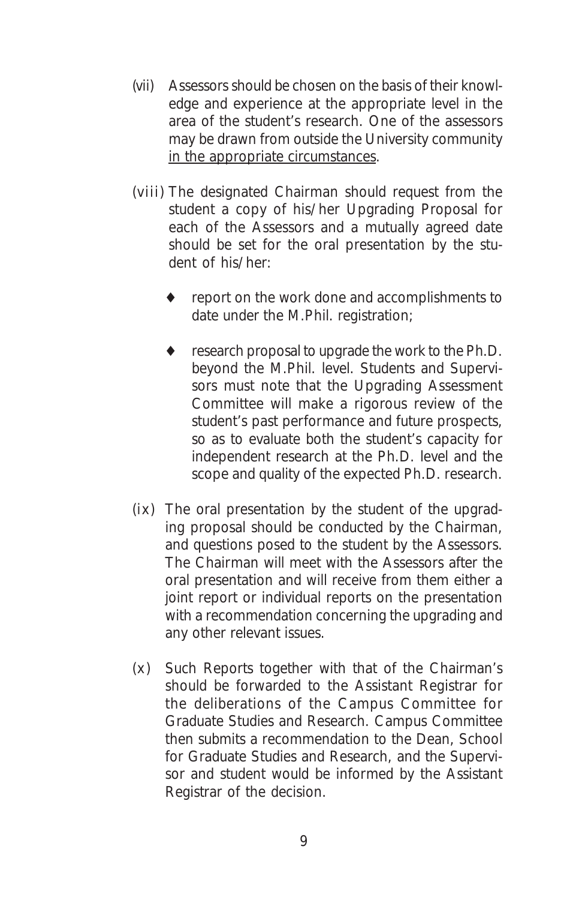(vii) Assessors should be chosen on the basis of their knowledge and experience at the appropriate level in the area of the student's research. One of the assessors may be drawn from outside the University community <u>in the appropriate circumstances</u>.

(viii) The designated Chairman should request from the student a copy of his/her Upgrading Proposal for each of the Assessors and a mutually agreed date should be set for the oral presentation by the student of his/her:

- report on the work done and accomplishments to date under the M.Phil. registration;
- research proposal to upgrade the work to the Ph.D. beyond the M.Phil. level. Students and Supervisors must note that the Upgrading Assessment Committee will make a rigorous review of the student's past performance and future prospects, so as to evaluate both the student's capacity for independent research at the Ph.D. level and the scope and quality of the expected Ph.D. research.

(ix) The oral presentation by the student of the upgrading proposal should be conducted by the Chairman, and questions posed to the student by the Assessors. The Chairman will meet with the Assessors after the oral presentation and will receive from them either a joint report or individual reports on the presentation with a recommendation concerning the upgrading and any other relevant issues.

(x) Such Reports together with that of the Chairman's should be forwarded to the Assistant Registrar for the deliberations of the Campus Committee for Graduate Studies and Research. Campus Committee then submits a recommendation to the Dean, School for Graduate Studies and Research, and the Supervisor and student would be informed by the Assistant Registrar of the decision.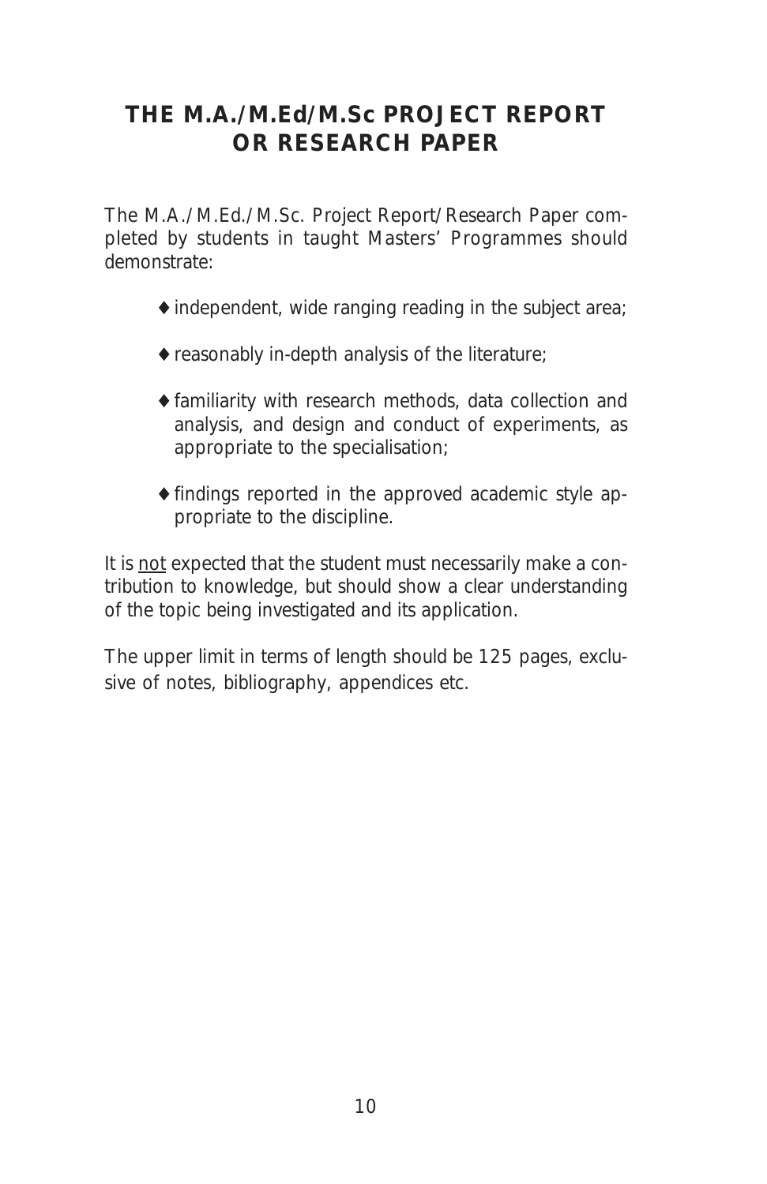## THE M.A./M.Ed/M.Sc PROJECT REPORT OR RESEARCH PAPER

The M.A./M.Ed./M.Sc. Project Report/Research Paper completed by students in taught Masters' Programmes should demonstrate:

- independent, wide ranging reading in the subject area;
- reasonably in-depth analysis of the literature;
- familiarity with research methods, data collection and analysis, and design and conduct of experiments, as appropriate to the specialisation;
- findings reported in the approved academic style appropriate to the discipline.

It is <u>not</u> expected that the student must necessarily make a contribution to knowledge, but should show a clear understanding of the topic being investigated and its application.

The upper limit in terms of length should be 125 pages, exclusive of notes, bibliography, appendices etc.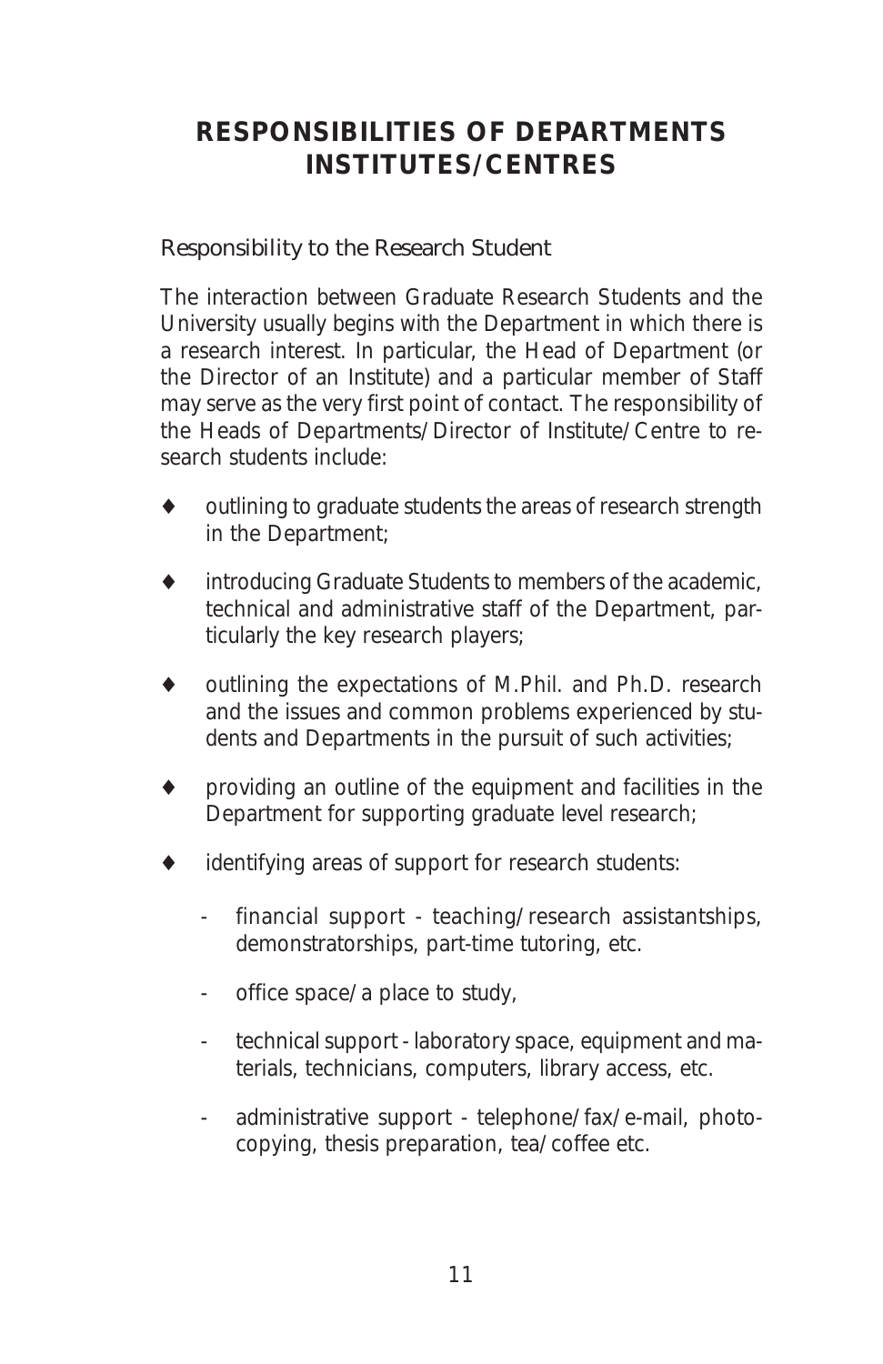# RESPONSIBILITIES OF DEPARTMENTS INSTITUTES/CENTRES

## Responsibility to the Research Student

The interaction between Graduate Research Students and the University usually begins with the Department in which there is a research interest. In particular, the Head of Department (or the Director of an Institute) and a particular member of Staff may serve as the very first point of contact. The responsibility of the Heads of Departments/Director of Institute/Centre to research students include:

- outlining to graduate students the areas of research strength in the Department;
- introducing Graduate Students to members of the academic, technical and administrative staff of the Department, particularly the key research players;
- outlining the expectations of M.Phil. and Ph.D. research and the issues and common problems experienced by students and Departments in the pursuit of such activities;
- providing an outline of the equipment and facilities in the Department for supporting graduate level research;
- identifying areas of support for research students:
    - financial support - teaching/research assistantships, demonstratorships, part-time tutoring, etc.
    - office space/a place to study,
    - technical support - laboratory space, equipment and materials, technicians, computers, library access, etc.
    - administrative support - telephone/fax/e-mail, photocopying, thesis preparation, tea/coffee etc.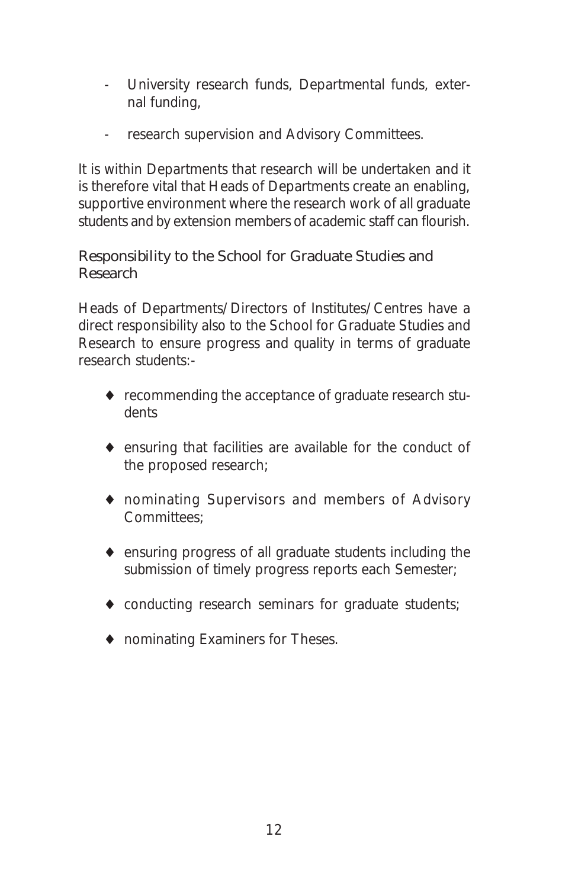- University research funds, Departmental funds, external funding,
- research supervision and Advisory Committees.

It is within Departments that research will be undertaken and it is therefore vital that Heads of Departments create an enabling, supportive environment where the research work of all graduate students and by extension members of academic staff can flourish.

## Responsibility to the School for Graduate Studies and Research

Heads of Departments/Directors of Institutes/Centres have a direct responsibility also to the School for Graduate Studies and Research to ensure progress and quality in terms of graduate research students:-

- recommending the acceptance of graduate research students
- ensuring that facilities are available for the conduct of the proposed research;
- nominating Supervisors and members of Advisory Committees;
- ensuring progress of all graduate students including the submission of timely progress reports each Semester;
- conducting research seminars for graduate students;
- nominating Examiners for Theses.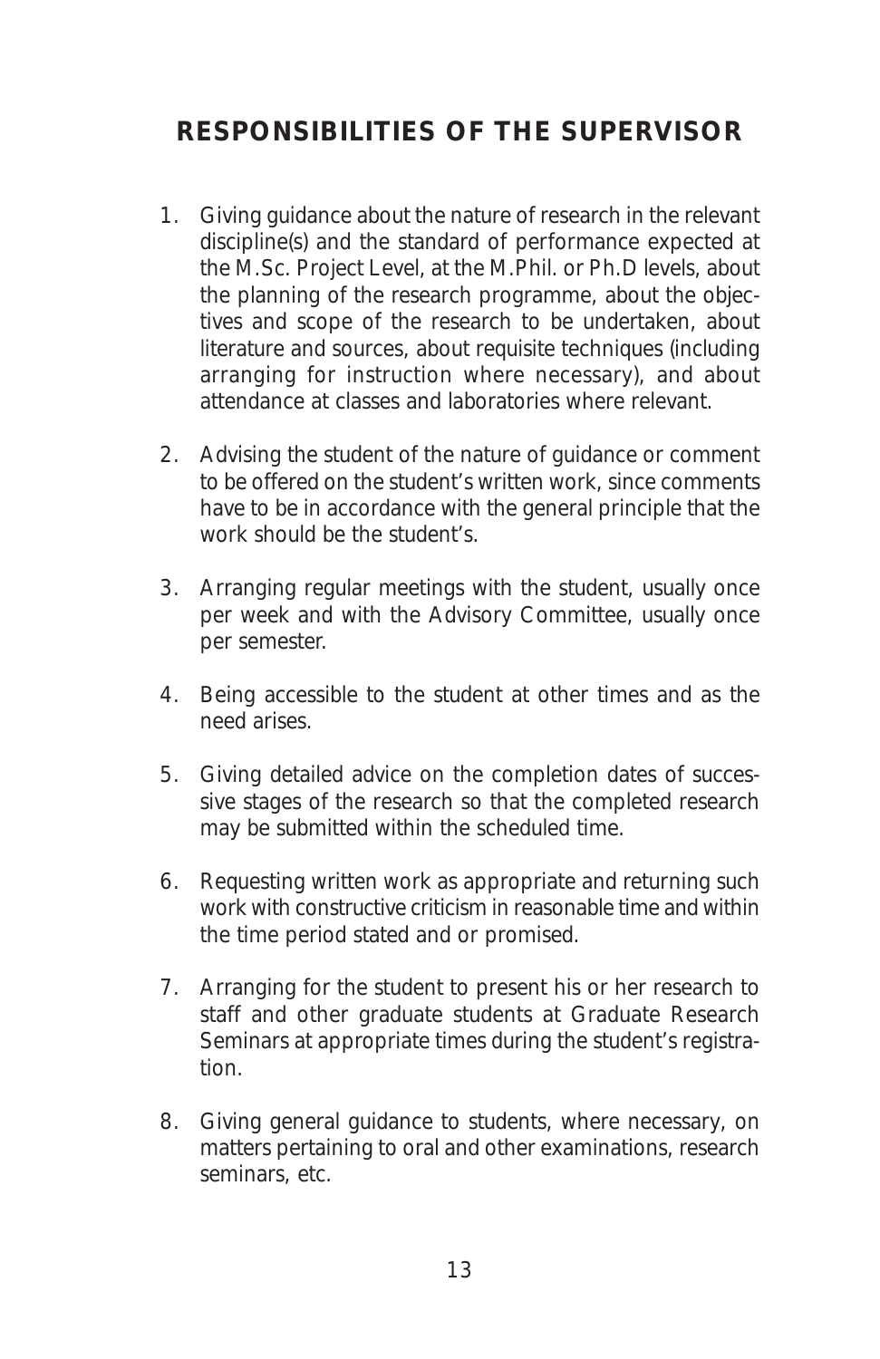## RESPONSIBILITIES OF THE SUPERVISOR

1. Giving guidance about the nature of research in the relevant discipline(s) and the standard of performance expected at the M.Sc. Project Level, at the M.Phil. or Ph.D levels, about the planning of the research programme, about the objectives and scope of the research to be undertaken, about literature and sources, about requisite techniques (including arranging for instruction where necessary), and about attendance at classes and laboratories where relevant.

2. Advising the student of the nature of guidance or comment to be offered on the student's written work, since comments have to be in accordance with the general principle that the work should be the student's.

3. Arranging regular meetings with the student, usually once per week and with the Advisory Committee, usually once per semester.

4. Being accessible to the student at other times and as the need arises.

5. Giving detailed advice on the completion dates of successive stages of the research so that the completed research may be submitted within the scheduled time.

6. Requesting written work as appropriate and returning such work with constructive criticism in reasonable time and within the time period stated and or promised.

7. Arranging for the student to present his or her research to staff and other graduate students at Graduate Research Seminars at appropriate times during the student's registration.

8. Giving general guidance to students, where necessary, on matters pertaining to oral and other examinations, research seminars, etc.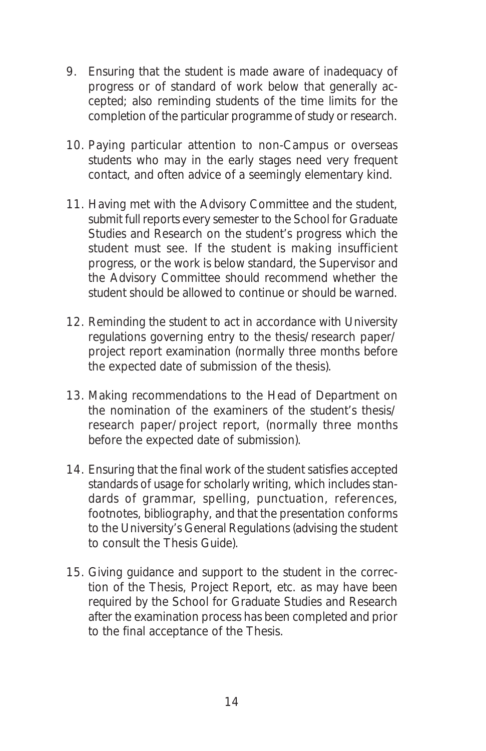9. Ensuring that the student is made aware of inadequacy of progress or of standard of work below that generally accepted; also reminding students of the time limits for the completion of the particular programme of study or research.

10. Paying particular attention to non-Campus or overseas students who may in the early stages need very frequent contact, and often advice of a seemingly elementary kind.

11. Having met with the Advisory Committee and the student, submit full reports every semester to the School for Graduate Studies and Research on the student's progress which the student must see. If the student is making insufficient progress, or the work is below standard, the Supervisor and the Advisory Committee should recommend whether the student should be allowed to continue or should be warned.

12. Reminding the student to act in accordance with University regulations governing entry to the thesis/research paper/project report examination (normally three months before the expected date of submission of the thesis).

13. Making recommendations to the Head of Department on the nomination of the examiners of the student's thesis/research paper/project report, (normally three months before the expected date of submission).

14. Ensuring that the final work of the student satisfies accepted standards of usage for scholarly writing, which includes standards of grammar, spelling, punctuation, references, footnotes, bibliography, and that the presentation conforms to the University's General Regulations (advising the student to consult the Thesis Guide).

15. Giving guidance and support to the student in the correction of the Thesis, Project Report, etc. as may have been required by the School for Graduate Studies and Research after the examination process has been completed and prior to the final acceptance of the Thesis.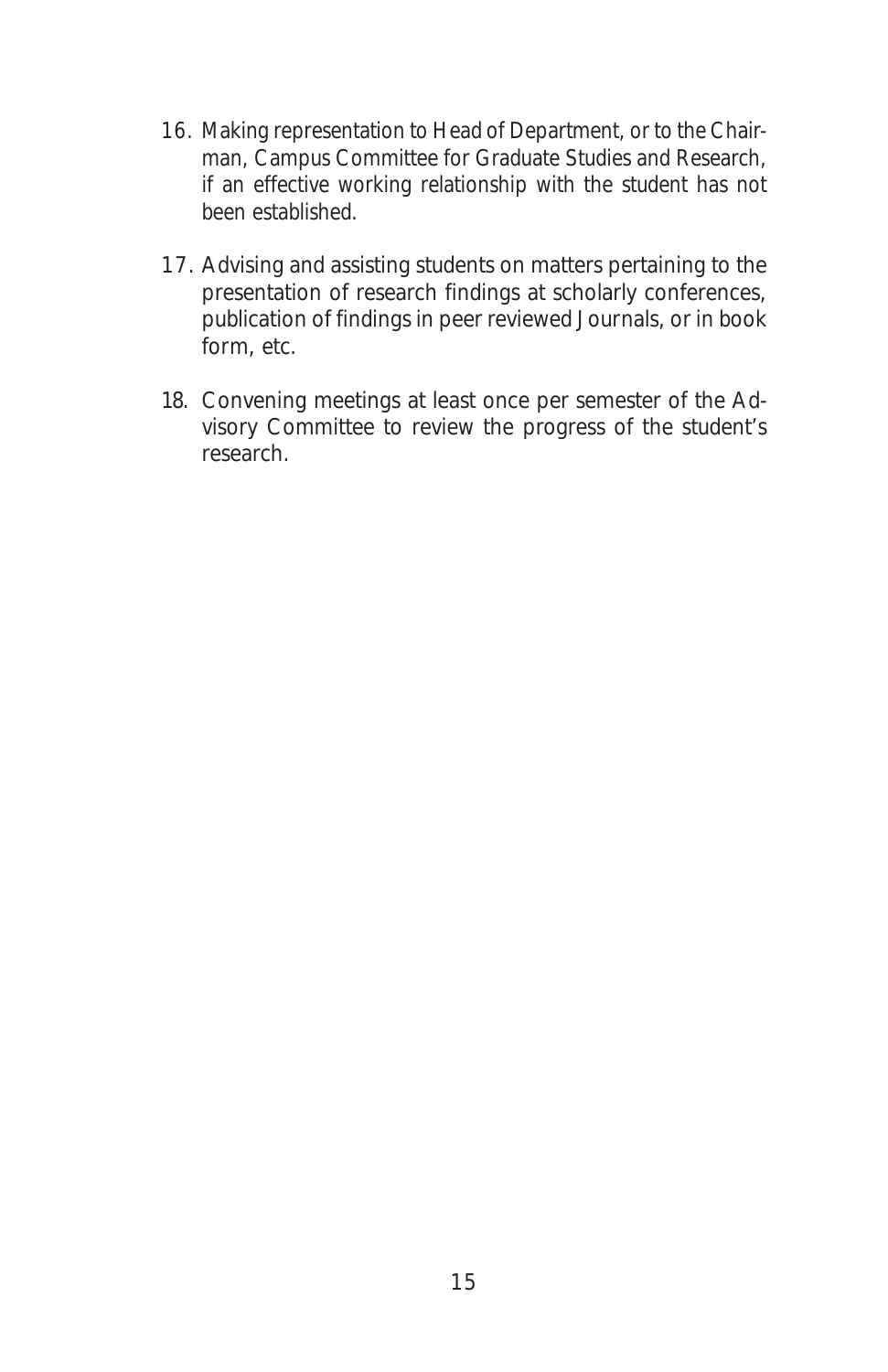16. Making representation to Head of Department, or to the Chairman, Campus Committee for Graduate Studies and Research, if an effective working relationship with the student has not been established.

17. Advising and assisting students on matters pertaining to the presentation of research findings at scholarly conferences, publication of findings in peer reviewed Journals, or in book form, etc.

18. Convening meetings at least once per semester of the Advisory Committee to review the progress of the student's research.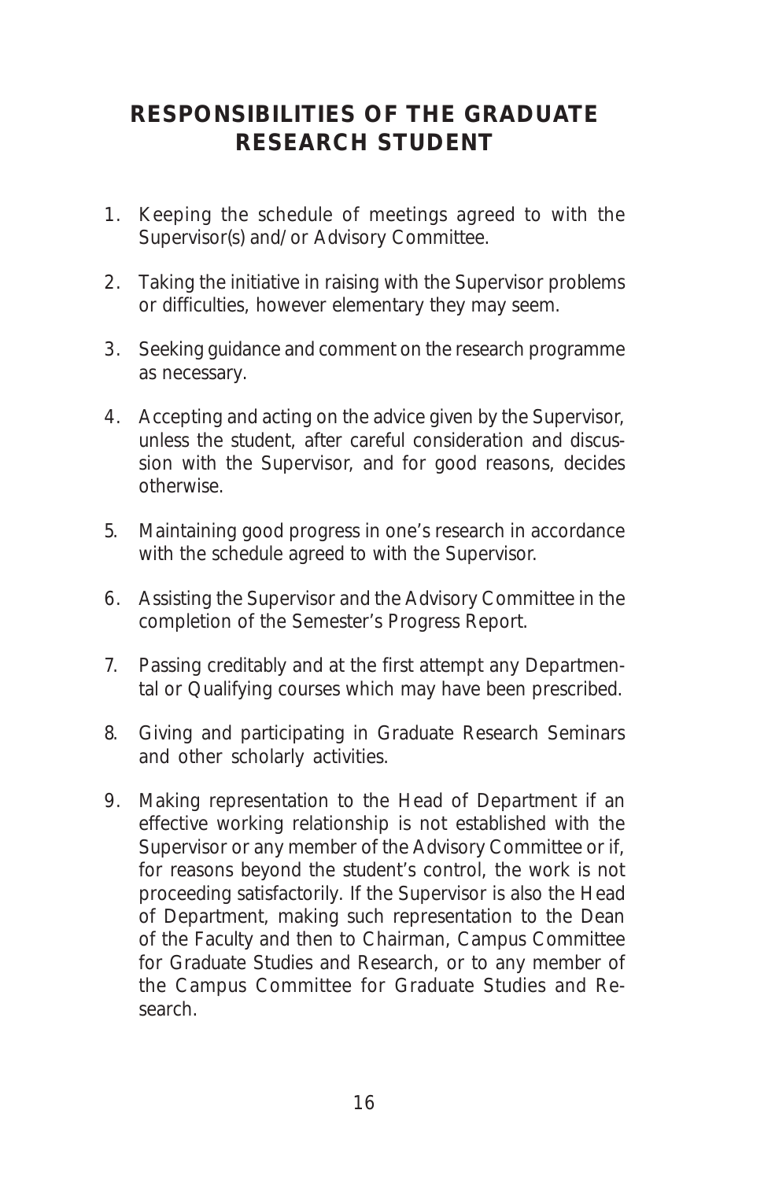## RESPONSIBILITIES OF THE GRADUATE RESEARCH STUDENT

1. Keeping the schedule of meetings agreed to with the Supervisor(s) and/or Advisory Committee.

2. Taking the initiative in raising with the Supervisor problems or difficulties, however elementary they may seem.

3. Seeking guidance and comment on the research programme as necessary.

4. Accepting and acting on the advice given by the Supervisor, unless the student, after careful consideration and discussion with the Supervisor, and for good reasons, decides otherwise.

5. Maintaining good progress in one's research in accordance with the schedule agreed to with the Supervisor.

6. Assisting the Supervisor and the Advisory Committee in the completion of the Semester's Progress Report.

7. Passing creditably and at the first attempt any Departmental or Qualifying courses which may have been prescribed.

8. Giving and participating in Graduate Research Seminars and other scholarly activities.

9. Making representation to the Head of Department if an effective working relationship is not established with the Supervisor or any member of the Advisory Committee or if, for reasons beyond the student's control, the work is not proceeding satisfactorily. If the Supervisor is also the Head of Department, making such representation to the Dean of the Faculty and then to Chairman, Campus Committee for Graduate Studies and Research, or to any member of the Campus Committee for Graduate Studies and Research.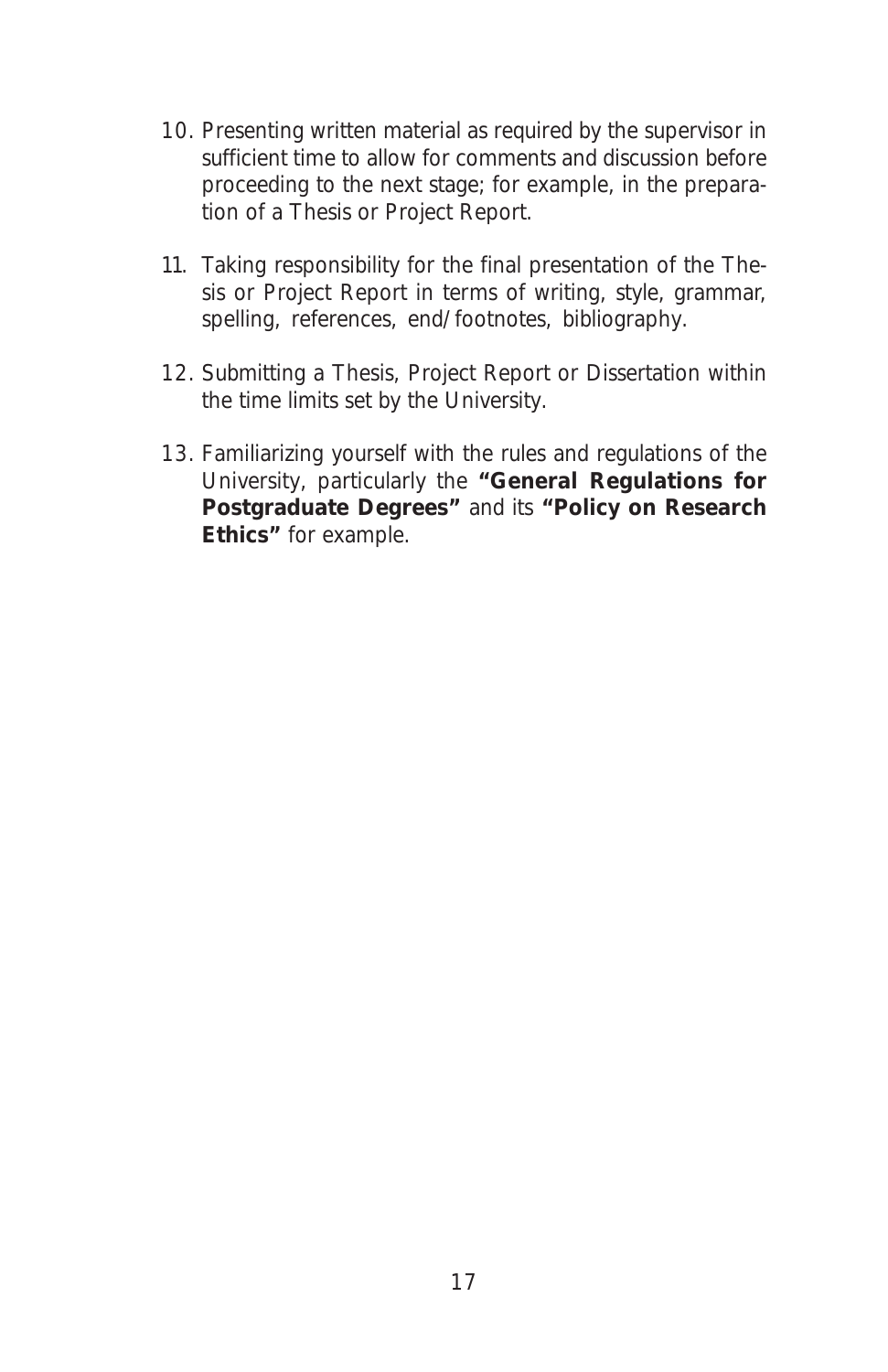10. Presenting written material as required by the supervisor in sufficient time to allow for comments and discussion before proceeding to the next stage; for example, in the preparation of a Thesis or Project Report.

11. Taking responsibility for the final presentation of the Thesis or Project Report in terms of writing, style, grammar, spelling, references, end/footnotes, bibliography.

12. Submitting a Thesis, Project Report or Dissertation within the time limits set by the University.

13. Familiarizing yourself with the rules and regulations of the University, particularly the **"General Regulations for Postgraduate Degrees"** and its **"Policy on Research Ethics"** for example.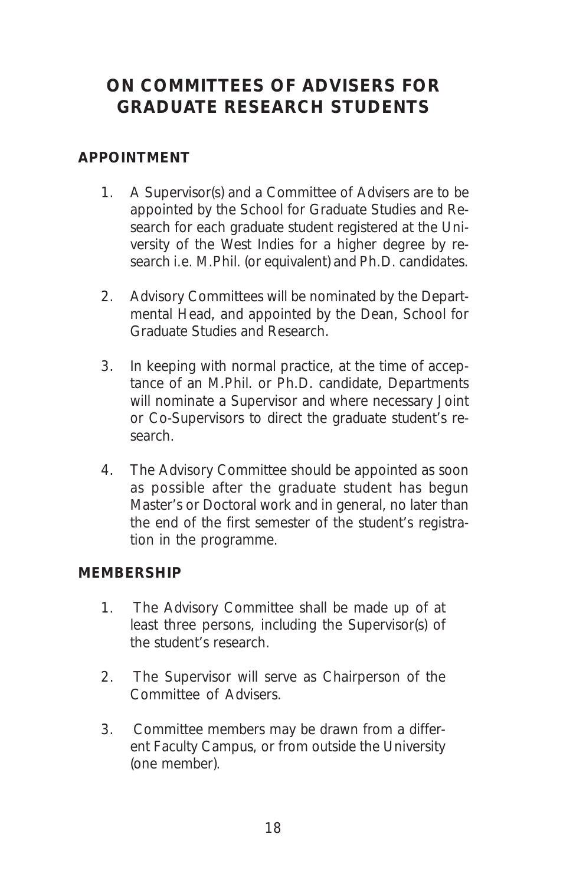# ON COMMITTEES OF ADVISERS FOR GRADUATE RESEARCH STUDENTS

## APPOINTMENT

1. A Supervisor(s) and a Committee of Advisers are to be appointed by the School for Graduate Studies and Research for each graduate student registered at the University of the West Indies for a higher degree by research i.e. M.Phil. (or equivalent) and Ph.D. candidates.

2. Advisory Committees will be nominated by the Departmental Head, and appointed by the Dean, School for Graduate Studies and Research.

3. In keeping with normal practice, at the time of acceptance of an M.Phil. or Ph.D. candidate, Departments will nominate a Supervisor and where necessary Joint or Co-Supervisors to direct the graduate student's research.

4. The Advisory Committee should be appointed as soon as possible after the graduate student has begun Master's or Doctoral work and in general, no later than the end of the first semester of the student's registration in the programme.

## MEMBERSHIP

1. The Advisory Committee shall be made up of at least three persons, including the Supervisor(s) of the student's research.

2. The Supervisor will serve as Chairperson of the Committee of Advisers.

3. Committee members may be drawn from a different Faculty Campus, or from outside the University (one member).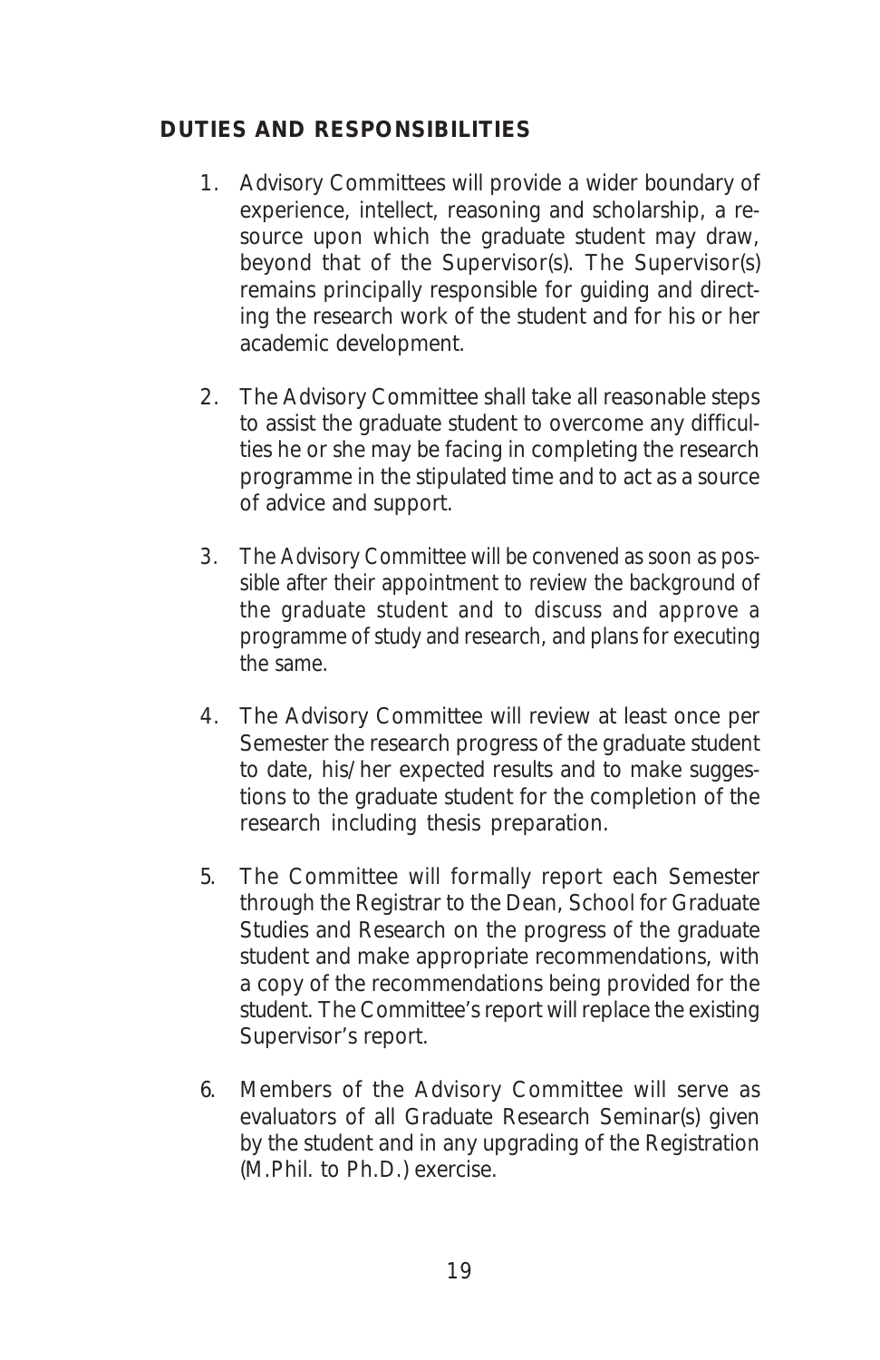## DUTIES AND RESPONSIBILITIES

1. Advisory Committees will provide a wider boundary of experience, intellect, reasoning and scholarship, a resource upon which the graduate student may draw, beyond that of the Supervisor(s). The Supervisor(s) remains principally responsible for guiding and directing the research work of the student and for his or her academic development.

2. The Advisory Committee shall take all reasonable steps to assist the graduate student to overcome any difficulties he or she may be facing in completing the research programme in the stipulated time and to act as a source of advice and support.

3. The Advisory Committee will be convened as soon as possible after their appointment to review the background of the graduate student and to discuss and approve a programme of study and research, and plans for executing the same.

4. The Advisory Committee will review at least once per Semester the research progress of the graduate student to date, his/her expected results and to make suggestions to the graduate student for the completion of the research including thesis preparation.

5. The Committee will formally report each Semester through the Registrar to the Dean, School for Graduate Studies and Research on the progress of the graduate student and make appropriate recommendations, with a copy of the recommendations being provided for the student. The Committee's report will replace the existing Supervisor's report.

6. Members of the Advisory Committee will serve as evaluators of all Graduate Research Seminar(s) given by the student and in any upgrading of the Registration (M.Phil. to Ph.D.) exercise.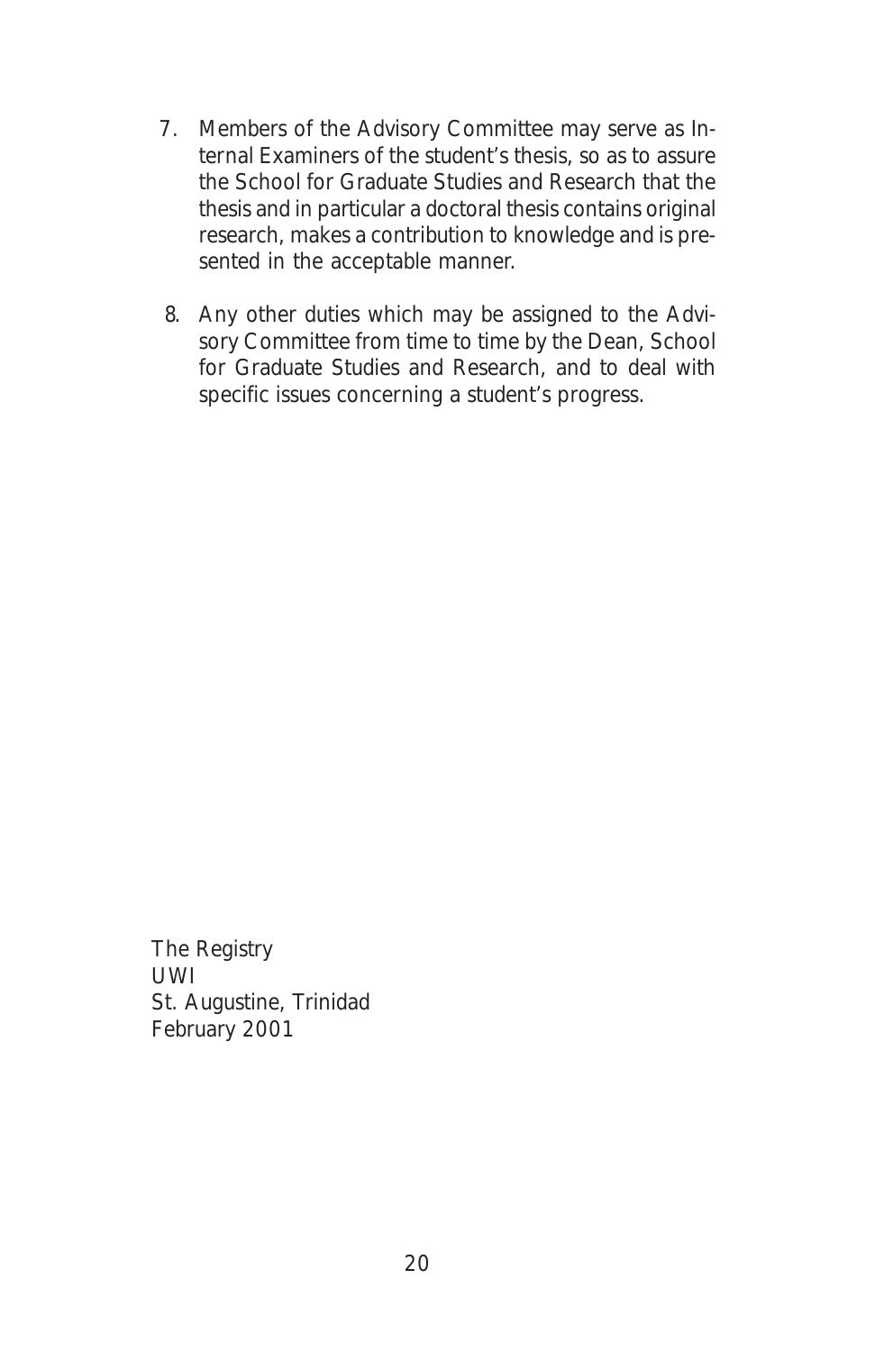7. Members of the Advisory Committee may serve as Internal Examiners of the student's thesis, so as to assure the School for Graduate Studies and Research that the thesis and in particular a doctoral thesis contains original research, makes a contribution to knowledge and is presented in the acceptable manner.

8. Any other duties which may be assigned to the Advisory Committee from time to time by the Dean, School for Graduate Studies and Research, and to deal with specific issues concerning a student's progress.

The Registry
UWI
St. Augustine, Trinidad
February 2001